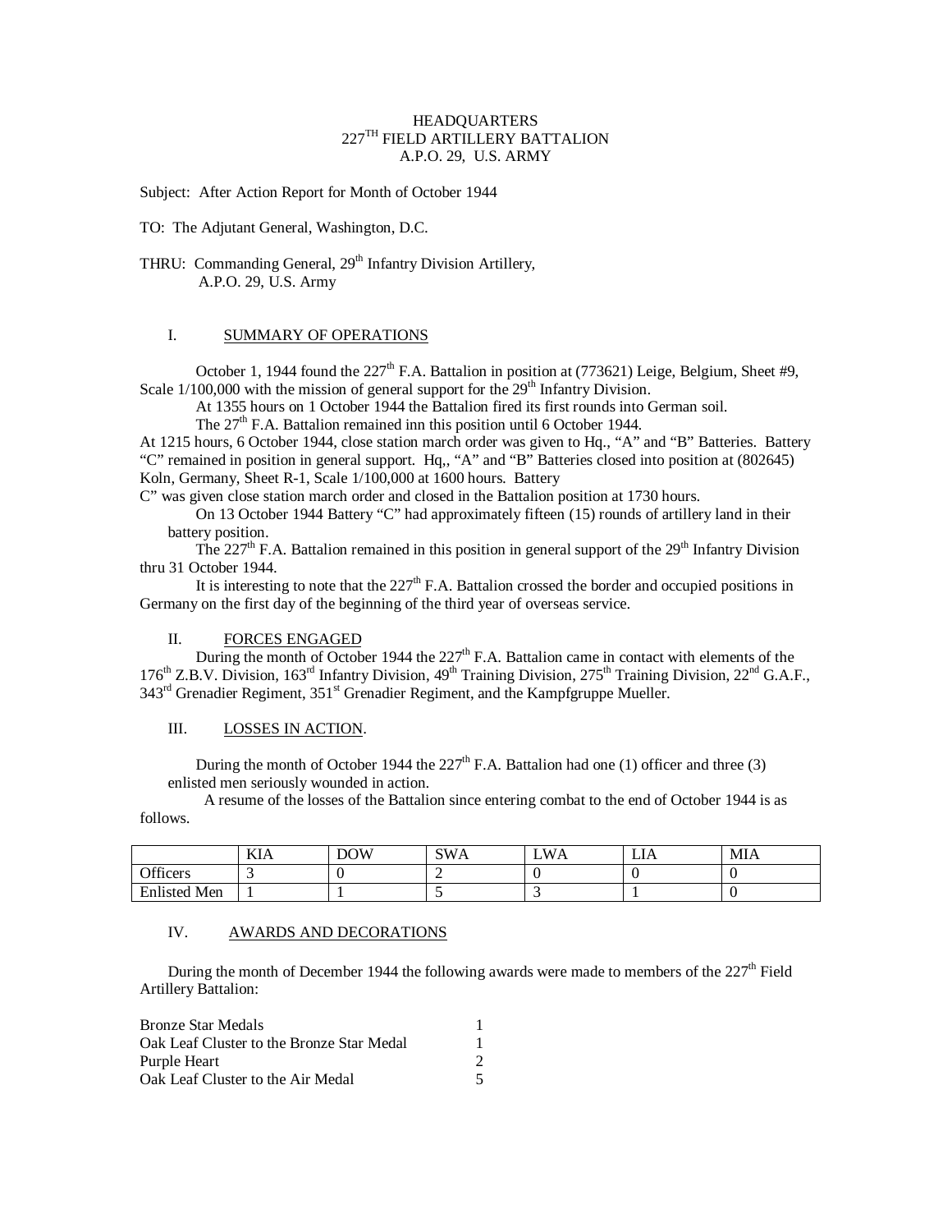HEADQUARTERS
227TH FIELD ARTILLERY BATTALION
A.P.O. 29, U.S. ARMY

Subject: After Action Report for Month of October 1944

TO: The Adjutant General, Washington, D.C.

THRU: Commanding General, 29th Infantry Division Artillery,
A.P.O. 29, U.S. Army

## I. SUMMARY OF OPERATIONS

October 1, 1944 found the 227th F.A. Battalion in position at (773621) Leige, Belgium, Sheet #9, Scale 1/100,000 with the mission of general support for the 29th Infantry Division.

At 1355 hours on 1 October 1944 the Battalion fired its first rounds into German soil.

The 27th F.A. Battalion remained inn this position until 6 October 1944.

At 1215 hours, 6 October 1944, close station march order was given to Hq., "A" and "B" Batteries. Battery "C" remained in position in general support. Hq,, "A" and "B" Batteries closed into position at (802645) Koln, Germany, Sheet R-1, Scale 1/100,000 at 1600 hours. Battery C" was given close station march order and closed in the Battalion position at 1730 hours.

On 13 October 1944 Battery "C" had approximately fifteen (15) rounds of artillery land in their battery position.

The 227th F.A. Battalion remained in this position in general support of the 29th Infantry Division thru 31 October 1944.

It is interesting to note that the 227th F.A. Battalion crossed the border and occupied positions in Germany on the first day of the beginning of the third year of overseas service.

## II. FORCES ENGAGED

During the month of October 1944 the 227th F.A. Battalion came in contact with elements of the 176th Z.B.V. Division, 163rd Infantry Division, 49th Training Division, 275th Training Division, 22nd G.A.F., 343rd Grenadier Regiment, 351st Grenadier Regiment, and the Kampfgruppe Mueller.

## III. LOSSES IN ACTION.

During the month of October 1944 the 227th F.A. Battalion had one (1) officer and three (3) enlisted men seriously wounded in action.

A resume of the losses of the Battalion since entering combat to the end of October 1944 is as follows.

| | KIA | DOW | SWA | LWA | LIA | MIA |
|---|---|---|---|---|---|---|
| Officers | 3 | 0 | 2 | 0 | 0 | 0 |
| Enlisted Men | 1 | 1 | 5 | 3 | 1 | 0 |

## IV. AWARDS AND DECORATIONS

During the month of December 1944 the following awards were made to members of the 227th Field Artillery Battalion:

| | |
|---|---|
| Bronze Star Medals | 1 |
| Oak Leaf Cluster to the Bronze Star Medal | 1 |
| Purple Heart | 2 |
| Oak Leaf Cluster to the Air Medal | 5 |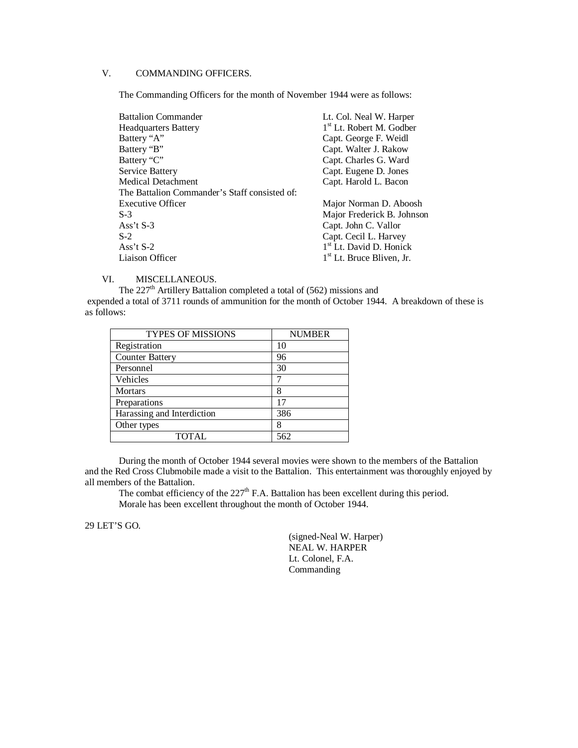V. COMMANDING OFFICERS.

The Commanding Officers for the month of November 1944 were as follows:

| | |
|---|---|
| Battalion Commander | Lt. Col. Neal W. Harper |
| Headquarters Battery | 1st Lt. Robert M. Godber |
| Battery "A" | Capt. George F. Weidl |
| Battery "B" | Capt. Walter J. Rakow |
| Battery "C" | Capt. Charles G. Ward |
| Service Battery | Capt. Eugene D. Jones |
| Medical Detachment | Capt. Harold L. Bacon |
| The Battalion Commander's Staff consisted of: | |
| Executive Officer | Major Norman D. Aboosh |
| S-3 | Major Frederick B. Johnson |
| Ass't S-3 | Capt. John C. Vallor |
| S-2 | Capt. Cecil L. Harvey |
| Ass't S-2 | 1st Lt. David D. Honick |
| Liaison Officer | 1st Lt. Bruce Bliven, Jr. |

VI. MISCELLANEOUS.

The 227th Artillery Battalion completed a total of (562) missions and expended a total of 3711 rounds of ammunition for the month of October 1944. A breakdown of these is as follows:

| TYPES OF MISSIONS | NUMBER |
|---|---|
| Registration | 10 |
| Counter Battery | 96 |
| Personnel | 30 |
| Vehicles | 7 |
| Mortars | 8 |
| Preparations | 17 |
| Harassing and Interdiction | 386 |
| Other types | 8 |
| TOTAL | 562 |

During the month of October 1944 several movies were shown to the members of the Battalion and the Red Cross Clubmobile made a visit to the Battalion. This entertainment was thoroughly enjoyed by all members of the Battalion.

The combat efficiency of the 227th F.A. Battalion has been excellent during this period.

Morale has been excellent throughout the month of October 1944.

29 LET'S GO.

(signed-Neal W. Harper)
NEAL W. HARPER
Lt. Colonel, F.A.
Commanding